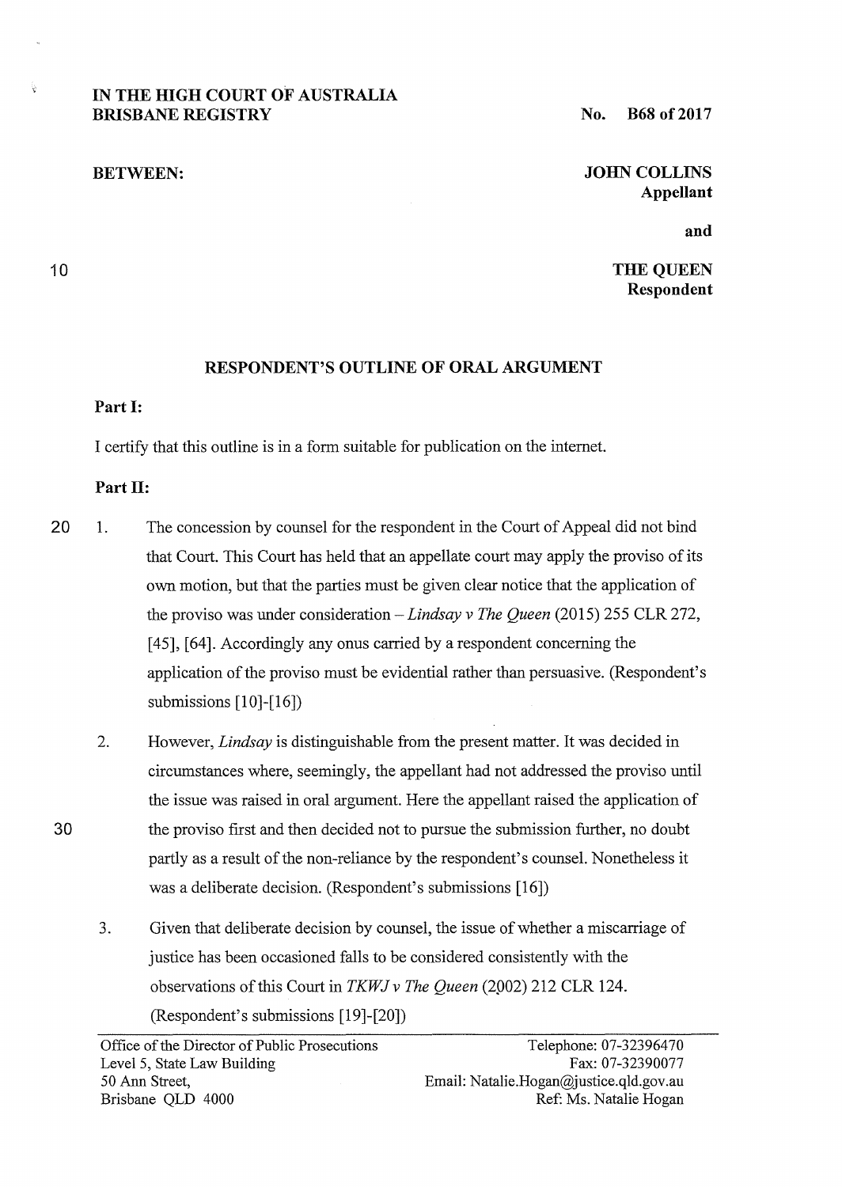IN THE HIGH COURT OF AUSTRALIA
BRISBANE REGISTRY

No. B68 of 2017

BETWEEN:

JOHN COLLINS
Appellant

and

THE QUEEN
Respondent

## RESPONDENT'S OUTLINE OF ORAL ARGUMENT

**Part I:**

I certify that this outline is in a form suitable for publication on the internet.

**Part II:**

1. The concession by counsel for the respondent in the Court of Appeal did not bind that Court. This Court has held that an appellate court may apply the proviso of its own motion, but that the parties must be given clear notice that the application of the proviso was under consideration – *Lindsay v The Queen* (2015) 255 CLR 272, [45], [64]. Accordingly any onus carried by a respondent concerning the application of the proviso must be evidential rather than persuasive. (Respondent's submissions [10]-[16])

2. However, *Lindsay* is distinguishable from the present matter. It was decided in circumstances where, seemingly, the appellant had not addressed the proviso until the issue was raised in oral argument. Here the appellant raised the application of the proviso first and then decided not to pursue the submission further, no doubt partly as a result of the non-reliance by the respondent's counsel. Nonetheless it was a deliberate decision. (Respondent's submissions [16])

3. Given that deliberate decision by counsel, the issue of whether a miscarriage of justice has been occasioned falls to be considered consistently with the observations of this Court in *TKWJ v The Queen* (2002) 212 CLR 124. (Respondent's submissions [19]-[20])

Office of the Director of Public Prosecutions
Level 5, State Law Building
50 Ann Street,
Brisbane QLD 4000

Telephone: 07-32396470
Fax: 07-32390077
Email: Natalie.Hogan@justice.qld.gov.au
Ref: Ms. Natalie Hogan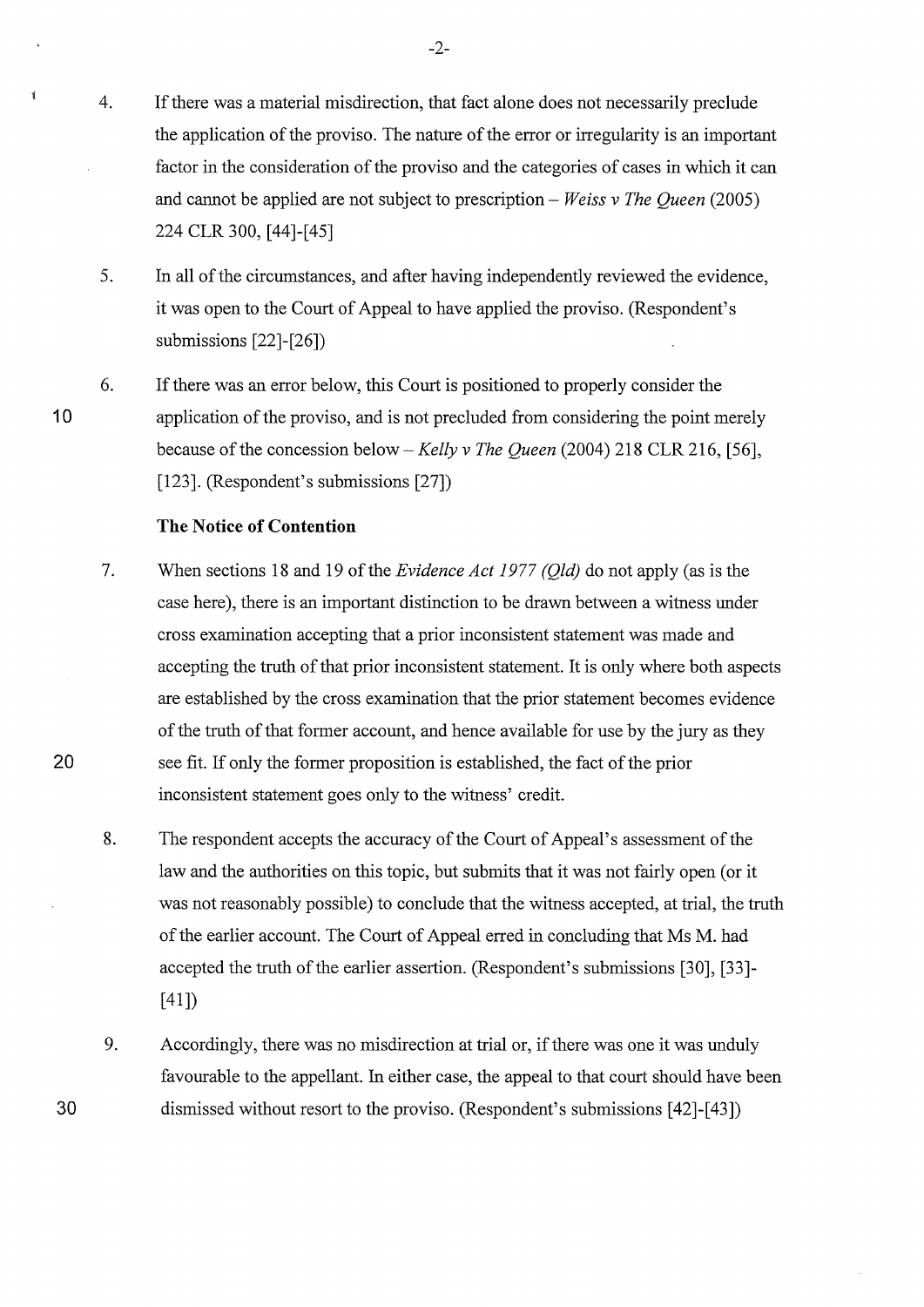4. If there was a material misdirection, that fact alone does not necessarily preclude the application of the proviso. The nature of the error or irregularity is an important factor in the consideration of the proviso and the categories of cases in which it can and cannot be applied are not subject to prescription – *Weiss v The Queen* (2005) 224 CLR 300, [44]-[45]

5. In all of the circumstances, and after having independently reviewed the evidence, it was open to the Court of Appeal to have applied the proviso. (Respondent's submissions [22]-[26])

6. If there was an error below, this Court is positioned to properly consider the application of the proviso, and is not precluded from considering the point merely because of the concession below – *Kelly v The Queen* (2004) 218 CLR 216, [56], [123]. (Respondent's submissions [27])

**The Notice of Contention**

7. When sections 18 and 19 of the *Evidence Act 1977 (Qld)* do not apply (as is the case here), there is an important distinction to be drawn between a witness under cross examination accepting that a prior inconsistent statement was made and accepting the truth of that prior inconsistent statement. It is only where both aspects are established by the cross examination that the prior statement becomes evidence of the truth of that former account, and hence available for use by the jury as they see fit. If only the former proposition is established, the fact of the prior inconsistent statement goes only to the witness' credit.

8. The respondent accepts the accuracy of the Court of Appeal's assessment of the law and the authorities on this topic, but submits that it was not fairly open (or it was not reasonably possible) to conclude that the witness accepted, at trial, the truth of the earlier account. The Court of Appeal erred in concluding that Ms M. had accepted the truth of the earlier assertion. (Respondent's submissions [30], [33]-[41])

9. Accordingly, there was no misdirection at trial or, if there was one it was unduly favourable to the appellant. In either case, the appeal to that court should have been dismissed without resort to the proviso. (Respondent's submissions [42]-[43])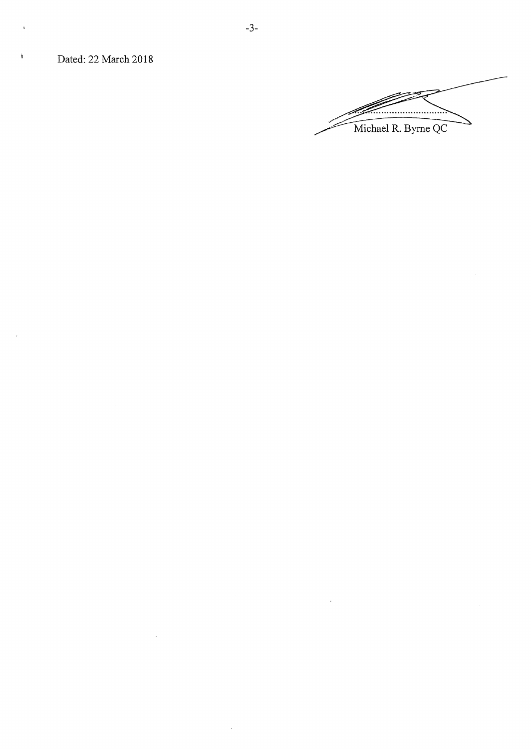Dated: 22 March 2018

..................................
Michael R. Byrne QC